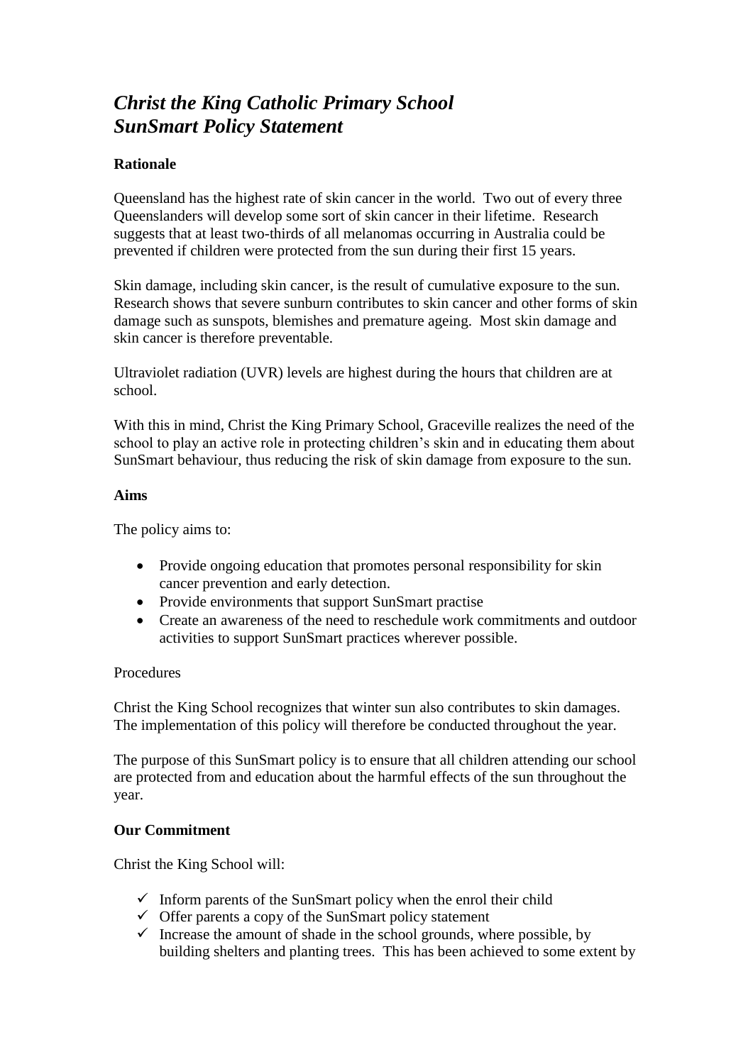# *Christ the King Catholic Primary School SunSmart Policy Statement*

**Rationale**

Queensland has the highest rate of skin cancer in the world. Two out of every three Queenslanders will develop some sort of skin cancer in their lifetime. Research suggests that at least two-thirds of all melanomas occurring in Australia could be prevented if children were protected from the sun during their first 15 years.

Skin damage, including skin cancer, is the result of cumulative exposure to the sun. Research shows that severe sunburn contributes to skin cancer and other forms of skin damage such as sunspots, blemishes and premature ageing. Most skin damage and skin cancer is therefore preventable.

Ultraviolet radiation (UVR) levels are highest during the hours that children are at school.

With this in mind, Christ the King Primary School, Graceville realizes the need of the school to play an active role in protecting children's skin and in educating them about SunSmart behaviour, thus reducing the risk of skin damage from exposure to the sun.

**Aims**

The policy aims to:

- Provide ongoing education that promotes personal responsibility for skin cancer prevention and early detection.
- Provide environments that support SunSmart practise
- Create an awareness of the need to reschedule work commitments and outdoor activities to support SunSmart practices wherever possible.

Procedures

Christ the King School recognizes that winter sun also contributes to skin damages. The implementation of this policy will therefore be conducted throughout the year.

The purpose of this SunSmart policy is to ensure that all children attending our school are protected from and education about the harmful effects of the sun throughout the year.

**Our Commitment**

Christ the King School will:

- ✓ Inform parents of the SunSmart policy when the enrol their child
- ✓ Offer parents a copy of the SunSmart policy statement
- ✓ Increase the amount of shade in the school grounds, where possible, by building shelters and planting trees. This has been achieved to some extent by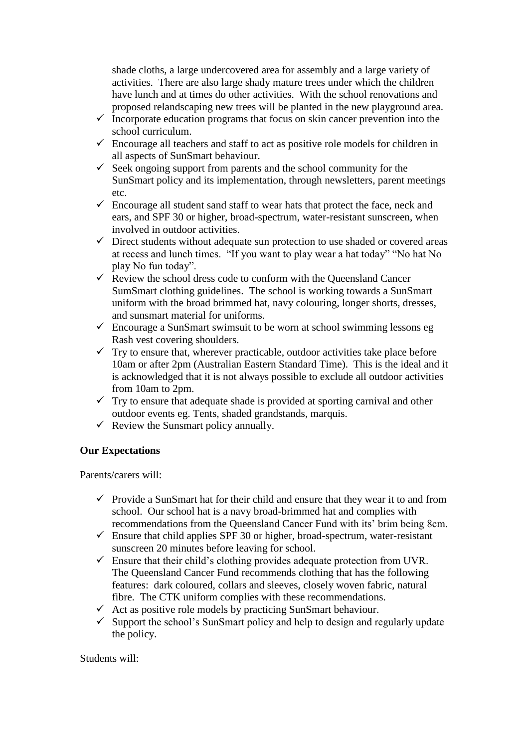shade cloths, a large undercovered area for assembly and a large variety of activities. There are also large shady mature trees under which the children have lunch and at times do other activities. With the school renovations and proposed relandscaping new trees will be planted in the new playground area.

- ✓ Incorporate education programs that focus on skin cancer prevention into the school curriculum.
- ✓ Encourage all teachers and staff to act as positive role models for children in all aspects of SunSmart behaviour.
- ✓ Seek ongoing support from parents and the school community for the SunSmart policy and its implementation, through newsletters, parent meetings etc.
- ✓ Encourage all student sand staff to wear hats that protect the face, neck and ears, and SPF 30 or higher, broad-spectrum, water-resistant sunscreen, when involved in outdoor activities.
- ✓ Direct students without adequate sun protection to use shaded or covered areas at recess and lunch times. "If you want to play wear a hat today" "No hat No play No fun today".
- ✓ Review the school dress code to conform with the Queensland Cancer SumSmart clothing guidelines. The school is working towards a SunSmart uniform with the broad brimmed hat, navy colouring, longer shorts, dresses, and sunsmart material for uniforms.
- ✓ Encourage a SunSmart swimsuit to be worn at school swimming lessons eg Rash vest covering shoulders.
- ✓ Try to ensure that, wherever practicable, outdoor activities take place before 10am or after 2pm (Australian Eastern Standard Time). This is the ideal and it is acknowledged that it is not always possible to exclude all outdoor activities from 10am to 2pm.
- ✓ Try to ensure that adequate shade is provided at sporting carnival and other outdoor events eg. Tents, shaded grandstands, marquis.
- ✓ Review the Sunsmart policy annually.

**Our Expectations**

Parents/carers will:

- ✓ Provide a SunSmart hat for their child and ensure that they wear it to and from school. Our school hat is a navy broad-brimmed hat and complies with recommendations from the Queensland Cancer Fund with its' brim being 8cm.
- ✓ Ensure that child applies SPF 30 or higher, broad-spectrum, water-resistant sunscreen 20 minutes before leaving for school.
- ✓ Ensure that their child's clothing provides adequate protection from UVR. The Queensland Cancer Fund recommends clothing that has the following features: dark coloured, collars and sleeves, closely woven fabric, natural fibre. The CTK uniform complies with these recommendations.
- ✓ Act as positive role models by practicing SunSmart behaviour.
- ✓ Support the school's SunSmart policy and help to design and regularly update the policy.

Students will: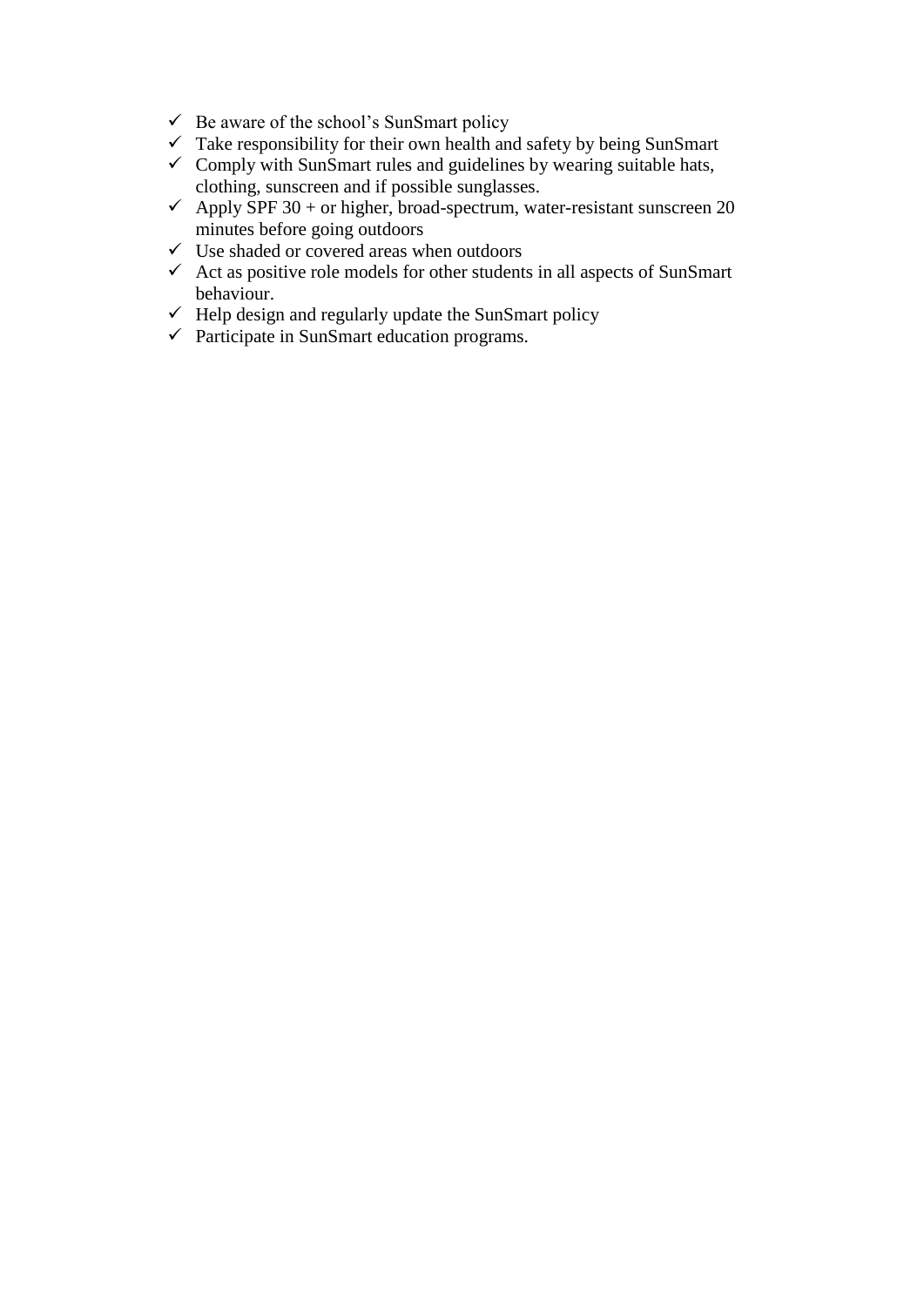- ✓ Be aware of the school's SunSmart policy
- ✓ Take responsibility for their own health and safety by being SunSmart
- ✓ Comply with SunSmart rules and guidelines by wearing suitable hats, clothing, sunscreen and if possible sunglasses.
- ✓ Apply SPF 30 + or higher, broad-spectrum, water-resistant sunscreen 20 minutes before going outdoors
- ✓ Use shaded or covered areas when outdoors
- ✓ Act as positive role models for other students in all aspects of SunSmart behaviour.
- ✓ Help design and regularly update the SunSmart policy
- ✓ Participate in SunSmart education programs.